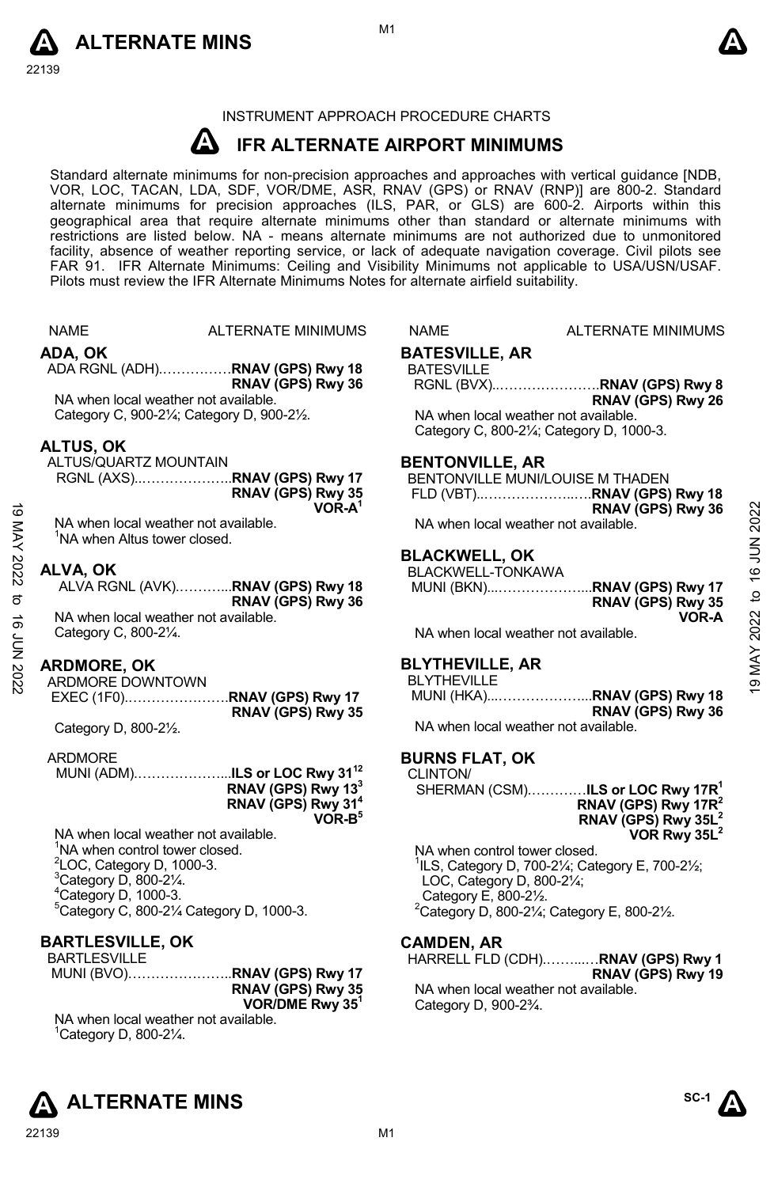INSTRUMENT APPROACH PROCEDURE CHARTS

# IFR ALTERNATE AIRPORT MINIMUMS

Standard alternate minimums for non-precision approaches and approaches with vertical guidance [NDB, VOR, LOC, TACAN, LDA, SDF, VOR/DME, ASR, RNAV (GPS) or RNAV (RNP)] are 800-2. Standard alternate minimums for precision approaches (ILS, PAR, or GLS) are 600-2. Airports within this geographical area that require alternate minimums other than standard or alternate minimums with restrictions are listed below. NA - means alternate minimums are not authorized due to unmonitored facility, absence of weather reporting service, or lack of adequate navigation coverage. Civil pilots see FAR 91. IFR Alternate Minimums: Ceiling and Visibility Minimums not applicable to USA/USN/USAF. Pilots must review the IFR Alternate Minimums Notes for alternate airfield suitability.

NAME — ALTERNATE MINIMUMS

## ADA, OK

ADA RGNL (ADH)……………**RNAV (GPS) Rwy 18**
**RNAV (GPS) Rwy 36**

NA when local weather not available.
Category C, 900-2¼; Category D, 900-2½.

## ALTUS, OK

ALTUS/QUARTZ MOUNTAIN RGNL (AXS)…………………**RNAV (GPS) Rwy 17**
**RNAV (GPS) Rwy 35**
**VOR-A**[1]

NA when local weather not available.
[1]NA when Altus tower closed.

## ALVA, OK

ALVA RGNL (AVK)………...**RNAV (GPS) Rwy 18**
**RNAV (GPS) Rwy 36**

NA when local weather not available.
Category C, 800-2¼.

## ARDMORE, OK

ARDMORE DOWNTOWN EXEC (1F0)…………………**RNAV (GPS) Rwy 17**
**RNAV (GPS) Rwy 35**

Category D, 800-2½.

ARDMORE MUNI (ADM)………………...**ILS or LOC Rwy 31**[12]
**RNAV (GPS) Rwy 13**[3]
**RNAV (GPS) Rwy 31**[4]
**VOR-B**[5]

NA when local weather not available.
[1]NA when control tower closed.
[2]LOC, Category D, 1000-3.
[3]Category D, 800-2¼.
[4]Category D, 1000-3.
[5]Category C, 800-2¼ Category D, 1000-3.

## BARTLESVILLE, OK

BARTLESVILLE MUNI (BVO)…………………..**RNAV (GPS) Rwy 17**
**RNAV (GPS) Rwy 35**
**VOR/DME Rwy 35**[1]

NA when local weather not available.
[1]Category D, 800-2¼.

## BATESVILLE, AR

BATESVILLE RGNL (BVX)..…………………**RNAV (GPS) Rwy 8**
**RNAV (GPS) Rwy 26**

NA when local weather not available.
Category C, 800-2¼; Category D, 1000-3.

## BENTONVILLE, AR

BENTONVILLE MUNI/LOUISE M THADEN FLD (VBT)..………………..….**RNAV (GPS) Rwy 18**
**RNAV (GPS) Rwy 36**

NA when local weather not available.

## BLACKWELL, OK

BLACKWELL-TONKAWA MUNI (BKN)..………………...**RNAV (GPS) Rwy 17**
**RNAV (GPS) Rwy 35**
**VOR-A**

NA when local weather not available.

## BLYTHEVILLE, AR

BLYTHEVILLE MUNI (HKA)...………………...**RNAV (GPS) Rwy 18**
**RNAV (GPS) Rwy 36**

NA when local weather not available.

## BURNS FLAT, OK

CLINTON/ SHERMAN (CSM)…………**ILS or LOC Rwy 17R**[1]
**RNAV (GPS) Rwy 17R**[2]
**RNAV (GPS) Rwy 35L**[2]
**VOR Rwy 35L**[2]

NA when control tower closed.
[1]ILS, Category D, 700-2¼; Category E, 700-2½; LOC, Category D, 800-2¼; Category E, 800-2½.
[2]Category D, 800-2¼; Category E, 800-2½.

## CAMDEN, AR

HARRELL FLD (CDH).……...…**RNAV (GPS) Rwy 1**
**RNAV (GPS) Rwy 19**

NA when local weather not available.
Category D, 900-2¾.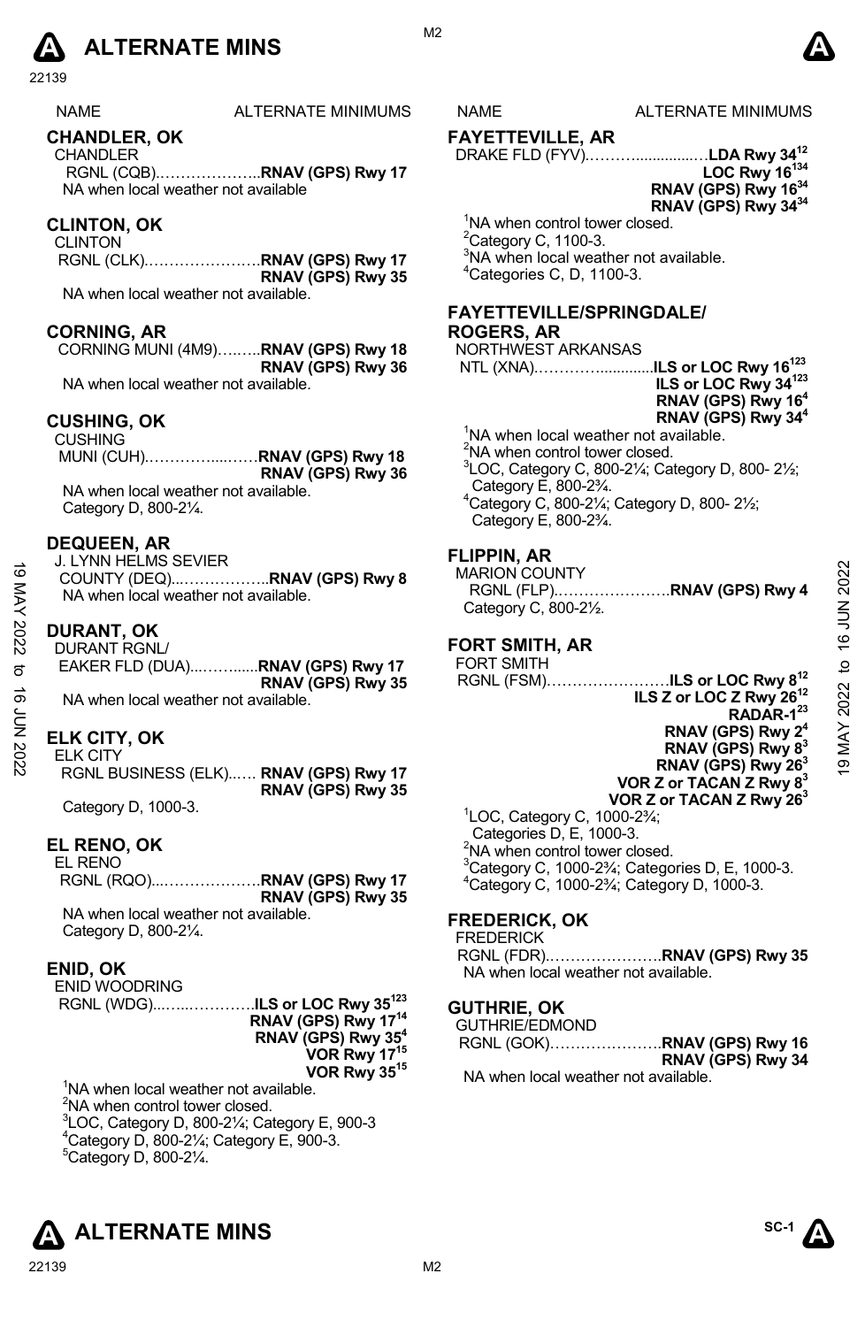# ALTERNATE MINS

| NAME | ALTERNATE MINIMUMS |
|---|---|

## CHANDLER, OK

CHANDLER RGNL (CQB)………………..**RNAV (GPS) Rwy 17**

NA when local weather not available

## CLINTON, OK

CLINTON RGNL (CLK)…………………..**RNAV (GPS) Rwy 17**
**RNAV (GPS) Rwy 35**

NA when local weather not available.

## CORNING, AR

CORNING MUNI (4M9)……..**RNAV (GPS) Rwy 18**
**RNAV (GPS) Rwy 36**

NA when local weather not available.

## CUSHING, OK

CUSHING MUNI (CUH)……………...……**RNAV (GPS) Rwy 18**
**RNAV (GPS) Rwy 36**

NA when local weather not available.
Category D, 800-2¼.

## DEQUEEN, AR

J. LYNN HELMS SEVIER COUNTY (DEQ)...……………..**RNAV (GPS) Rwy 8**

NA when local weather not available.

## DURANT, OK

DURANT RGNL/ EAKER FLD (DUA)...……......**RNAV (GPS) Rwy 17**
**RNAV (GPS) Rwy 35**

NA when local weather not available.

## ELK CITY, OK

ELK CITY RGNL BUSINESS (ELK)..…. **RNAV (GPS) Rwy 17**
**RNAV (GPS) Rwy 35**

Category D, 1000-3.

## EL RENO, OK

EL RENO RGNL (RQO)...………………**RNAV (GPS) Rwy 17**
**RNAV (GPS) Rwy 35**

NA when local weather not available.
Category D, 800-2¼.

## ENID, OK

ENID WOODRING RGNL (WDG)...…...………..**ILS or LOC Rwy 35**[123]
**RNAV (GPS) Rwy 17**[14]
**RNAV (GPS) Rwy 35**[4]
**VOR Rwy 17**[15]
**VOR Rwy 35**[15]

[1]NA when local weather not available.
[2]NA when control tower closed.
[3]LOC, Category D, 800-2¼; Category E, 900-3
[4]Category D, 800-2¼; Category E, 900-3.
[5]Category D, 800-2¼.

## FAYETTEVILLE, AR

DRAKE FLD (FYV).………................…**LDA Rwy 34**[12]
**LOC Rwy 16**[134]
**RNAV (GPS) Rwy 16**[34]
**RNAV (GPS) Rwy 34**[34]

[1]NA when control tower closed.
[2]Category C, 1100-3.
[3]NA when local weather not available.
[4]Categories C, D, 1100-3.

## FAYETTEVILLE/SPRINGDALE/ ROGERS, AR

NORTHWEST ARKANSAS NTL (XNA).…………............**ILS or LOC Rwy 16**[123]
**ILS or LOC Rwy 34**[123]
**RNAV (GPS) Rwy 16**[4]
**RNAV (GPS) Rwy 34**[4]

[1]NA when local weather not available.
[2]NA when control tower closed.
[3]LOC, Category C, 800-2¼; Category D, 800- 2½; Category E, 800-2¾.
[4]Category C, 800-2¼; Category D, 800- 2½; Category E, 800-2¾.

## FLIPPIN, AR

MARION COUNTY RGNL (FLP).…………………..**RNAV (GPS) Rwy 4**

Category C, 800-2½.

## FORT SMITH, AR

FORT SMITH RGNL (FSM)……………………**ILS or LOC Rwy 8**[12]
**ILS Z or LOC Z Rwy 26**[12]
**RADAR-1**[23]
**RNAV (GPS) Rwy 2**[4]
**RNAV (GPS) Rwy 8**[3]
**RNAV (GPS) Rwy 26**[3]
**VOR Z or TACAN Z Rwy 8**[3]
**VOR Z or TACAN Z Rwy 26**[3]

[1]LOC, Category C, 1000-2¾; Categories D, E, 1000-3.
[2]NA when control tower closed.
[3]Category C, 1000-2¾; Categories D, E, 1000-3.
[4]Category C, 1000-2¾; Category D, 1000-3.

## FREDERICK, OK

FREDERICK RGNL (FDR).…………………..**RNAV (GPS) Rwy 35**

NA when local weather not available.

## GUTHRIE, OK

GUTHRIE/EDMOND RGNL (GOK)………………….**RNAV (GPS) Rwy 16**
**RNAV (GPS) Rwy 34**

NA when local weather not available.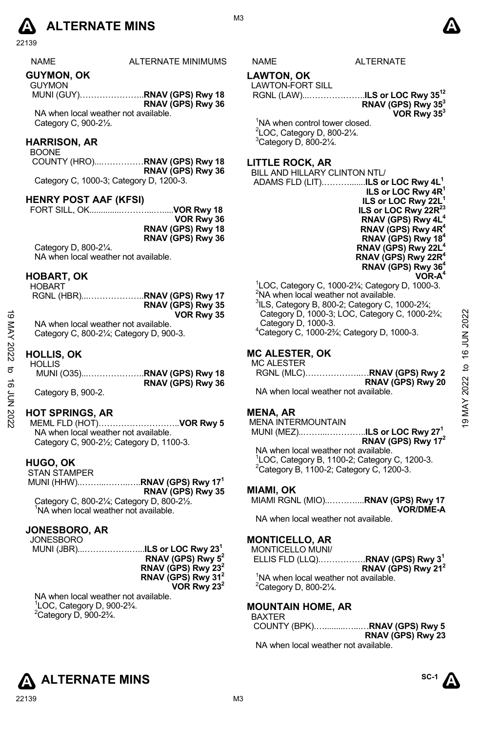# ALTERNATE MINS

| NAME | ALTERNATE MINIMUMS |
|---|---|

## GUYMON, OK

GUYMON
MUNI (GUY)…………………..**RNAV (GPS) Rwy 18**
**RNAV (GPS) Rwy 36**

NA when local weather not available.
Category C, 900-2½.

## HARRISON, AR

BOONE
COUNTY (HRO)...……………**RNAV (GPS) Rwy 18**
**RNAV (GPS) Rwy 36**

Category C, 1000-3; Category D, 1200-3.

## HENRY POST AAF (KFSI)

FORT SILL, OK..............……....…....**VOR Rwy 18**
**VOR Rwy 36**
**RNAV (GPS) Rwy 18**
**RNAV (GPS) Rwy 36**

Category D, 800-2¼.
NA when local weather not available.

## HOBART, OK

HOBART
RGNL (HBR)...………………..**RNAV (GPS) Rwy 17**
**RNAV (GPS) Rwy 35**
**VOR Rwy 35**

NA when local weather not available.
Category C, 800-2¼; Category D, 900-3.

## HOLLIS, OK

HOLLIS
MUNI (O35)...………………..**RNAV (GPS) Rwy 18**
**RNAV (GPS) Rwy 36**

Category B, 900-2.

## HOT SPRINGS, AR

MEML FLD (HOT)………………………..**VOR Rwy 5**

NA when local weather not available.
Category C, 900-2½; Category D, 1100-3.

## HUGO, OK

STAN STAMPER
MUNI (HHW)..……...……..…..**RNAV (GPS) Rwy 17**[1]
**RNAV (GPS) Rwy 35**

Category C, 800-2¼; Category D, 800-2½.
[1]NA when local weather not available.

## JONESBORO, AR

JONESBORO
MUNI (JBR)...………………..…...**ILS or LOC Rwy 23**[1]
**RNAV (GPS) Rwy 5**[2]
**RNAV (GPS) Rwy 23**[2]
**RNAV (GPS) Rwy 31**[2]
**VOR Rwy 23**[2]

NA when local weather not available.
[1]LOC, Category D, 900-2¾.
[2]Category D, 900-2¾.

| NAME | ALTERNATE |
|---|---|

## LAWTON, OK

LAWTON-FORT SILL
RGNL (LAW)...………………..**ILS or LOC Rwy 35**[12]
**RNAV (GPS) Rwy 35**[3]
**VOR Rwy 35**[3]

[1]NA when control tower closed.
[2]LOC, Category D, 800-2¼.
[3]Category D, 800-2¼.

## LITTLE ROCK, AR

BILL AND HILLARY CLINTON NTL/
ADAMS FLD (LIT)……….......**ILS or LOC Rwy 4L**[1]
**ILS or LOC Rwy 4R**[1]
**ILS or LOC Rwy 22L**[1]
**ILS or LOC Rwy 22R**[23]
**RNAV (GPS) Rwy 4L**[4]
**RNAV (GPS) Rwy 4R**[4]
**RNAV (GPS) Rwy 18**[4]
**RNAV (GPS) Rwy 22L**[4]
**RNAV (GPS) Rwy 22R**[4]
**RNAV (GPS) Rwy 36**[4]
**VOR-A**[4]

[1]LOC, Category C, 1000-2¾; Category D, 1000-3.
[2]NA when local weather not available.
[3]ILS, Category B, 800-2; Category C, 1000-2¾; Category D, 1000-3; LOC, Category C, 1000-2¾; Category D, 1000-3.
[4]Category C, 1000-2¾; Category D, 1000-3.

## MC ALESTER, OK

MC ALESTER
RGNL (MLC)………………...…**RNAV (GPS) Rwy 2**
**RNAV (GPS) Rwy 20**

NA when local weather not available.

## MENA, AR

MENA INTERMOUNTAIN
MUNI (MEZ)...……...…………..**ILS or LOC Rwy 27**[1]
**RNAV (GPS) Rwy 17**[2]

NA when local weather not available.
[1]LOC, Category B, 1100-2; Category C, 1200-3.
[2]Category B, 1100-2; Category C, 1200-3.

## MIAMI, OK

MIAMI RGNL (MIO)..………....**RNAV (GPS) Rwy 17**
**VOR/DME-A**

NA when local weather not available.

## MONTICELLO, AR

MONTICELLO MUNI/
ELLIS FLD (LLQ)……………..**RNAV (GPS) Rwy 3**[1]
**RNAV (GPS) Rwy 21**[2]

[1]NA when local weather not available.
[2]Category D, 800-2¼.

## MOUNTAIN HOME, AR

BAXTER
COUNTY (BPK)…........…...…**RNAV (GPS) Rwy 5**
**RNAV (GPS) Rwy 23**

NA when local weather not available.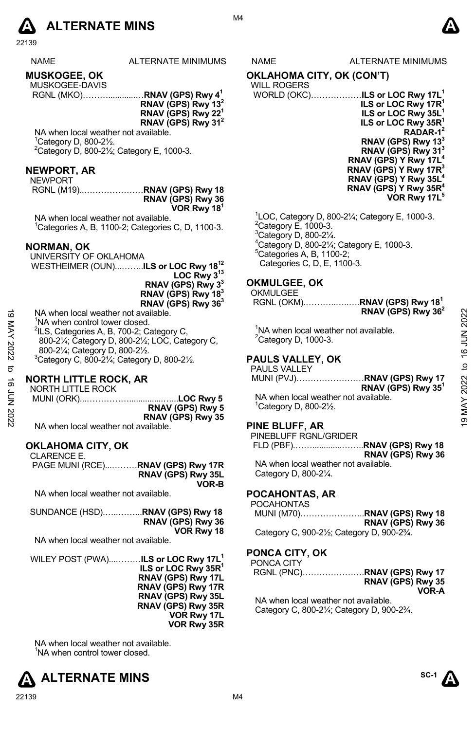# ALTERNATE MINS

| NAME | ALTERNATE MINIMUMS |
|---|---|

## MUSKOGEE, OK

MUSKOGEE-DAVIS RGNL (MKO)……….............…**RNAV (GPS) Rwy 4**[1]
**RNAV (GPS) Rwy 13**[2]
**RNAV (GPS) Rwy 22**[1]
**RNAV (GPS) Rwy 31**[2]

NA when local weather not available.
[1]Category D, 800-2½.
[2]Category D, 800-2½; Category E, 1000-3.

## NEWPORT, AR

NEWPORT RGNL (M19)...…………………**RNAV (GPS) Rwy 18**
**RNAV (GPS) Rwy 36**
**VOR Rwy 18**[1]

NA when local weather not available.
[1]Categories A, B, 1100-2; Categories C, D, 1100-3.

## NORMAN, OK

UNIVERSITY OF OKLAHOMA WESTHEIMER (OUN)...……..**ILS or LOC Rwy 18**[12]
**LOC Rwy 3**[13]
**RNAV (GPS) Rwy 3**[3]
**RNAV (GPS) Rwy 18**[3]
**RNAV (GPS) Rwy 36**[3]

NA when local weather not available.
[1]NA when control tower closed.
[2]ILS, Categories A, B, 700-2; Category C, 800-2¼; Category D, 800-2½; LOC, Category C, 800-2¼; Category D, 800-2½.
[3]Category C, 800-2¼; Category D, 800-2½.

## NORTH LITTLE ROCK, AR

NORTH LITTLE ROCK MUNI (ORK)...……………...............…...**LOC Rwy 5**
**RNAV (GPS) Rwy 5**
**RNAV (GPS) Rwy 35**

NA when local weather not available.

## OKLAHOMA CITY, OK

CLARENCE E. PAGE MUNI (RCE)...………**RNAV (GPS) Rwy 17R**
**RNAV (GPS) Rwy 35L**
**VOR-B**

NA when local weather not available.

SUNDANCE (HSD)…...……...**RNAV (GPS) Rwy 18**
**RNAV (GPS) Rwy 36**
**VOR Rwy 18**

NA when local weather not available.

WILEY POST (PWA)...………**ILS or LOC Rwy 17L**[1]
**ILS or LOC Rwy 35R**[1]
**RNAV (GPS) Rwy 17L**
**RNAV (GPS) Rwy 17R**
**RNAV (GPS) Rwy 35L**
**RNAV (GPS) Rwy 35R**
**VOR Rwy 17L**
**VOR Rwy 35R**

NA when local weather not available.
[1]NA when control tower closed.

## OKLAHOMA CITY, OK (CON'T)

WILL ROGERS WORLD (OKC)………………**ILS or LOC Rwy 17L**[1]
**ILS or LOC Rwy 17R**[1]
**ILS or LOC Rwy 35L**[1]
**ILS or LOC Rwy 35R**[1]
**RADAR-1**[2]
**RNAV (GPS) Rwy 13**[3]
**RNAV (GPS) Rwy 31**[3]
**RNAV (GPS) Y Rwy 17L**[4]
**RNAV (GPS) Y Rwy 17R**[3]
**RNAV (GPS) Y Rwy 35L**[4]
**RNAV (GPS) Y Rwy 35R**[4]
**VOR Rwy 17L**[5]

[1]LOC, Category D, 800-2¼; Category E, 1000-3.
[2]Category E, 1000-3.
[3]Category D, 800-2¼.
[4]Category D, 800-2¼; Category E, 1000-3.
[5]Categories A, B, 1100-2; Categories C, D, E, 1100-3.

## OKMULGEE, OK

OKMULGEE RGNL (OKM).………...…..….**RNAV (GPS) Rwy 18**[1]
**RNAV (GPS) Rwy 36**[2]

[1]NA when local weather not available.
[2]Category D, 1000-3.

## PAULS VALLEY, OK

PAULS VALLEY MUNI (PVJ)……………………**RNAV (GPS) Rwy 17**
**RNAV (GPS) Rwy 35**[1]

NA when local weather not available.
[1]Category D, 800-2½.

## PINE BLUFF, AR

PINEBLUFF RGNL/GRIDER FLD (PBF).……..............……..**RNAV (GPS) Rwy 18**
**RNAV (GPS) Rwy 36**

NA when local weather not available.
Category D, 800-2¼.

## POCAHONTAS, AR

POCAHONTAS MUNI (M70)…………………..**RNAV (GPS) Rwy 18**
**RNAV (GPS) Rwy 36**

Category C, 900-2½; Category D, 900-2¾.

## PONCA CITY, OK

PONCA CITY RGNL (PNC)………………….**RNAV (GPS) Rwy 17**
**RNAV (GPS) Rwy 35**
**VOR-A**

NA when local weather not available.
Category C, 800-2¼; Category D, 900-2¾.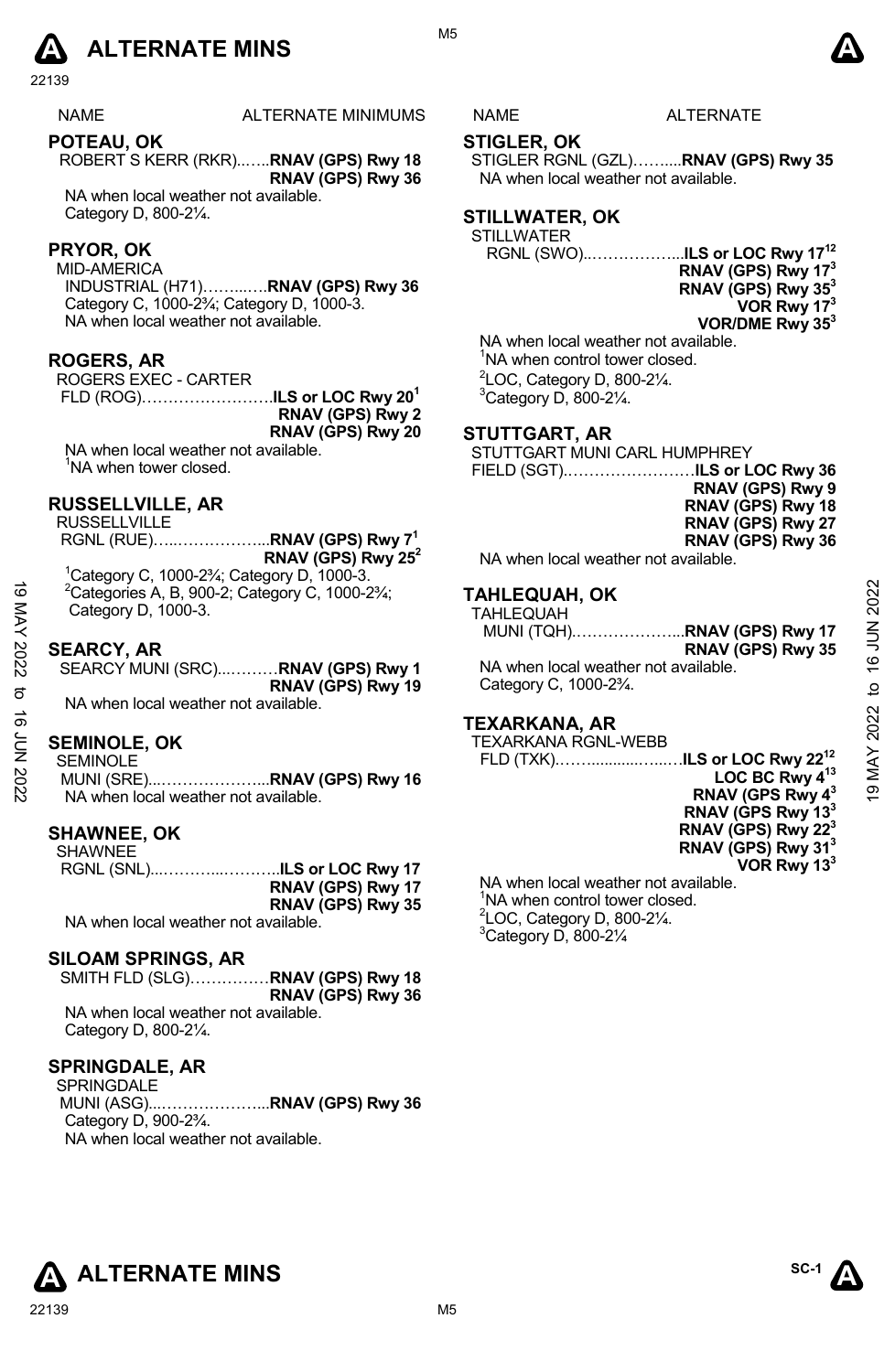# ALTERNATE MINS

| NAME | ALTERNATE MINIMUMS |
|---|---|

## POTEAU, OK

ROBERT S KERR (RKR)......**RNAV (GPS) Rwy 18**
**RNAV (GPS) Rwy 36**

NA when local weather not available.
Category D, 800-2¼.

## PRYOR, OK

MID-AMERICA
INDUSTRIAL (H71)...........**RNAV (GPS) Rwy 36**

Category C, 1000-2¾; Category D, 1000-3.
NA when local weather not available.

## ROGERS, AR

ROGERS EXEC - CARTER
FLD (ROG).........................**ILS or LOC Rwy 20**[1]
**RNAV (GPS) Rwy 2**
**RNAV (GPS) Rwy 20**

NA when local weather not available.
[1]NA when tower closed.

## RUSSELLVILLE, AR

RUSSELLVILLE
RGNL (RUE).......................**RNAV (GPS) Rwy 7**[1]
**RNAV (GPS) Rwy 25**[2]

[1]Category C, 1000-2¾; Category D, 1000-3.
[2]Categories A, B, 900-2; Category C, 1000-2¾; Category D, 1000-3.

## SEARCY, AR

SEARCY MUNI (SRC)............**RNAV (GPS) Rwy 1**
**RNAV (GPS) Rwy 19**

NA when local weather not available.

## SEMINOLE, OK

SEMINOLE
MUNI (SRE)........................**RNAV (GPS) Rwy 16**

NA when local weather not available.

## SHAWNEE, OK

SHAWNEE
RGNL (SNL)........................**ILS or LOC Rwy 17**
**RNAV (GPS) Rwy 17**
**RNAV (GPS) Rwy 35**

NA when local weather not available.

## SILOAM SPRINGS, AR

SMITH FLD (SLG)...............**RNAV (GPS) Rwy 18**
**RNAV (GPS) Rwy 36**

NA when local weather not available.
Category D, 800-2¼.

## SPRINGDALE, AR

SPRINGDALE
MUNI (ASG)........................**RNAV (GPS) Rwy 36**

Category D, 900-2¾.
NA when local weather not available.

## STIGLER, OK

STIGLER RGNL (GZL)..........**RNAV (GPS) Rwy 35**

NA when local weather not available.

## STILLWATER, OK

STILLWATER
RGNL (SWO).....................**ILS or LOC Rwy 17**[12]
**RNAV (GPS) Rwy 17**[3]
**RNAV (GPS) Rwy 35**[3]
**VOR Rwy 17**[3]
**VOR/DME Rwy 35**[3]

NA when local weather not available.
[1]NA when control tower closed.
[2]LOC, Category D, 800-2¼.
[3]Category D, 800-2¼.

## STUTTGART, AR

STUTTGART MUNI CARL HUMPHREY
FIELD (SGT).........................**ILS or LOC Rwy 36**
**RNAV (GPS) Rwy 9**
**RNAV (GPS) Rwy 18**
**RNAV (GPS) Rwy 27**
**RNAV (GPS) Rwy 36**

NA when local weather not available.

## TAHLEQUAH, OK

TAHLEQUAH
MUNI (TQH)........................**RNAV (GPS) Rwy 17**
**RNAV (GPS) Rwy 35**

NA when local weather not available.
Category C, 1000-2¾.

## TEXARKANA, AR

TEXARKANA RGNL-WEBB
FLD (TXK)...........................**ILS or LOC Rwy 22**[12]
**LOC BC Rwy 4**[13]
**RNAV (GPS Rwy 4**[3]
**RNAV (GPS Rwy 13**[3]
**RNAV (GPS) Rwy 22**[3]
**RNAV (GPS) Rwy 31**[3]
**VOR Rwy 13**[3]

NA when local weather not available.
[1]NA when control tower closed.
[2]LOC, Category D, 800-2¼.
[3]Category D, 800-2¼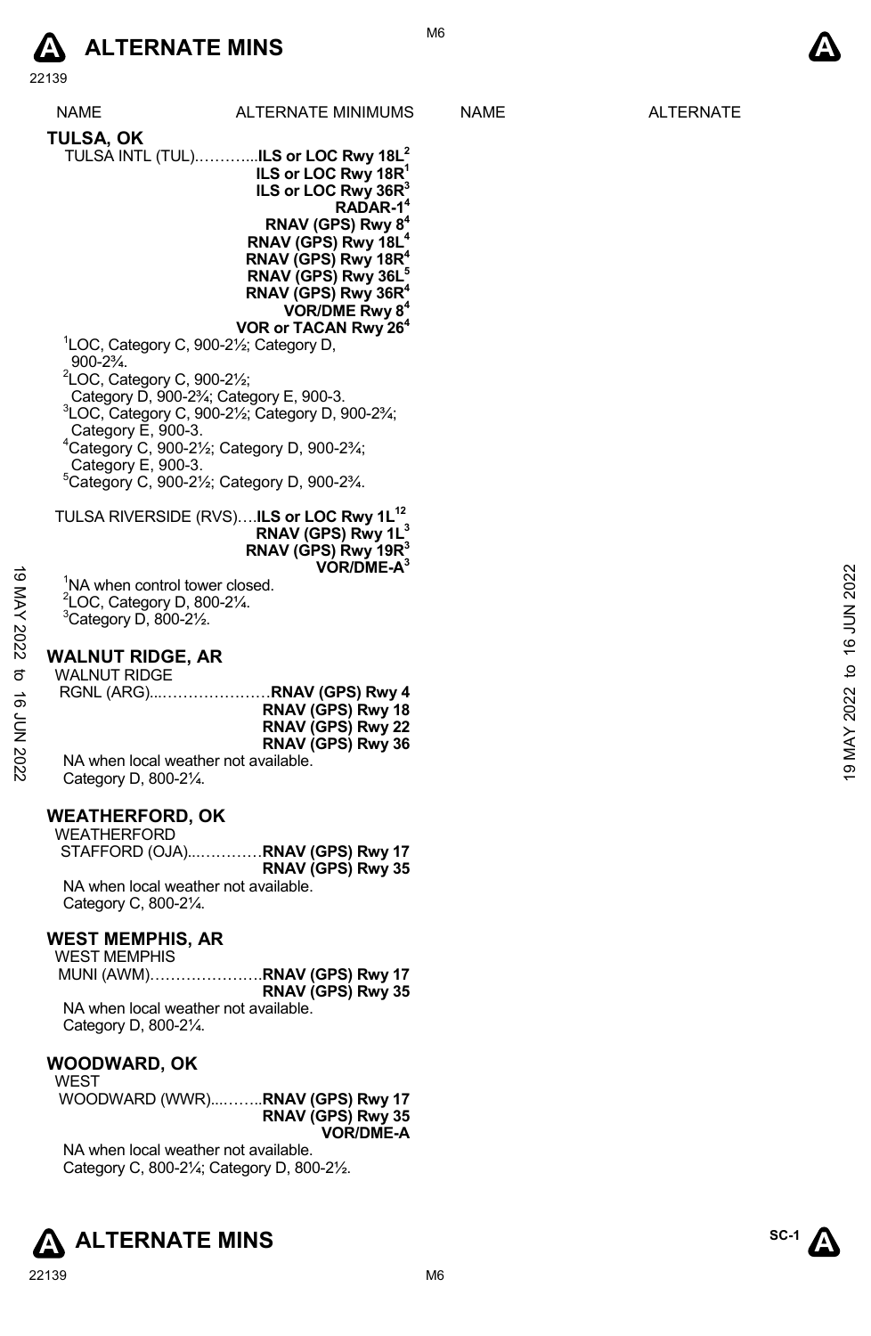| NAME | ALTERNATE MINIMUMS | NAME | ALTERNATE |
|---|---|---|---|

## TULSA, OK

TULSA INTL (TUL)…………**ILS or LOC Rwy 18L**[2]
**ILS or LOC Rwy 18R**[1]
**ILS or LOC Rwy 36R**[3]
**RADAR-1**[4]
**RNAV (GPS) Rwy 8**[4]
**RNAV (GPS) Rwy 18L**[4]
**RNAV (GPS) Rwy 18R**[4]
**RNAV (GPS) Rwy 36L**[5]
**RNAV (GPS) Rwy 36R**[4]
**VOR/DME Rwy 8**[4]
**VOR or TACAN Rwy 26**[4]

[1]LOC, Category C, 900-2½; Category D, 900-2¾.
[2]LOC, Category C, 900-2½; Category D, 900-2¾; Category E, 900-3.
[3]LOC, Category C, 900-2½; Category D, 900-2¾; Category E, 900-3.
[4]Category C, 900-2½; Category D, 900-2¾; Category E, 900-3.
[5]Category C, 900-2½; Category D, 900-2¾.

TULSA RIVERSIDE (RVS)….**ILS or LOC Rwy 1L**[12]
**RNAV (GPS) Rwy 1L**[3]
**RNAV (GPS) Rwy 19R**[3]
**VOR/DME-A**[3]

[1]NA when control tower closed.
[2]LOC, Category D, 800-2¼.
[3]Category D, 800-2½.

## WALNUT RIDGE, AR

WALNUT RIDGE RGNL (ARG)...…………………**RNAV (GPS) Rwy 4**
**RNAV (GPS) Rwy 18**
**RNAV (GPS) Rwy 22**
**RNAV (GPS) Rwy 36**

NA when local weather not available.
Category D, 800-2¼.

## WEATHERFORD, OK

WEATHERFORD STAFFORD (OJA)...…………**RNAV (GPS) Rwy 17**
**RNAV (GPS) Rwy 35**

NA when local weather not available.
Category C, 800-2¼.

## WEST MEMPHIS, AR

WEST MEMPHIS MUNI (AWM)………………….**RNAV (GPS) Rwy 17**
**RNAV (GPS) Rwy 35**

NA when local weather not available.
Category D, 800-2¼.

## WOODWARD, OK

WEST WOODWARD (WWR)...……..**RNAV (GPS) Rwy 17**
**RNAV (GPS) Rwy 35**
**VOR/DME-A**

NA when local weather not available.
Category C, 800-2¼; Category D, 800-2½.